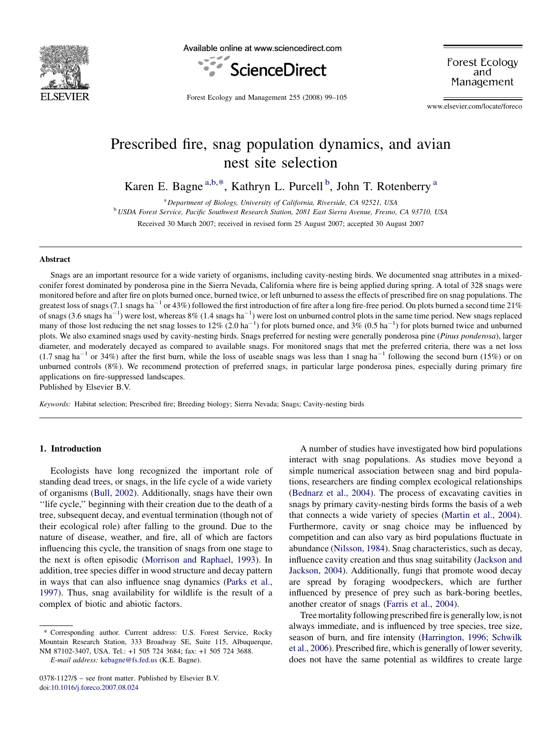Available online at www.sciencedirect.com

ScienceDirect

Forest Ecology and Management

www.elsevier.com/locate/foreco

# Prescribed fire, snag population dynamics, and avian nest site selection

Karen E. Bagne [a,b,*], Kathryn L. Purcell [b], John T. Rotenberry [a]

[a] Department of Biology, University of California, Riverside, CA 92521, USA

[b] USDA Forest Service, Pacific Southwest Research Station, 2081 East Sierra Avenue, Fresno, CA 93710, USA

Received 30 March 2007; received in revised form 25 August 2007; accepted 30 August 2007

## Abstract

Snags are an important resource for a wide variety of organisms, including cavity-nesting birds. We documented snag attributes in a mixed-conifer forest dominated by ponderosa pine in the Sierra Nevada, California where fire is being applied during spring. A total of 328 snags were monitored before and after fire on plots burned once, burned twice, or left unburned to assess the effects of prescribed fire on snag populations. The greatest loss of snags (7.1 snags $ha^{-1}$ or 43%) followed the first introduction of fire after a long fire-free period. On plots burned a second time 21% of snags (3.6 snags $ha^{-1}$) were lost, whereas 8% (1.4 snags $ha^{-1}$) were lost on unburned control plots in the same time period. New snags replaced many of those lost reducing the net snag losses to 12% (2.0 $ha^{-1}$) for plots burned once, and 3% (0.5 $ha^{-1}$) for plots burned twice and unburned plots. We also examined snags used by cavity-nesting birds. Snags preferred for nesting were generally ponderosa pine (*Pinus ponderosa*), larger diameter, and moderately decayed as compared to available snags. For monitored snags that met the preferred criteria, there was a net loss (1.7 snag $ha^{-1}$ or 34%) after the first burn, while the loss of useable snags was less than 1 snag $ha^{-1}$ following the second burn (15%) or on unburned controls (8%). We recommend protection of preferred snags, in particular large ponderosa pines, especially during primary fire applications on fire-suppressed landscapes.

Published by Elsevier B.V.

*Keywords:* Habitat selection; Prescribed fire; Breeding biology; Sierra Nevada; Snags; Cavity-nesting birds

## 1. Introduction

Ecologists have long recognized the important role of standing dead trees, or snags, in the life cycle of a wide variety of organisms (Bull, 2002). Additionally, snags have their own ''life cycle,'' beginning with their creation due to the death of a tree, subsequent decay, and eventual termination (though not of their ecological role) after falling to the ground. Due to the nature of disease, weather, and fire, all of which are factors influencing this cycle, the transition of snags from one stage to the next is often episodic (Morrison and Raphael, 1993). In addition, tree species differ in wood structure and decay pattern in ways that can also influence snag dynamics (Parks et al., 1997). Thus, snag availability for wildlife is the result of a complex of biotic and abiotic factors.

A number of studies have investigated how bird populations interact with snag populations. As studies move beyond a simple numerical association between snag and bird populations, researchers are finding complex ecological relationships (Bednarz et al., 2004). The process of excavating cavities in snags by primary cavity-nesting birds forms the basis of a web that connects a wide variety of species (Martin et al., 2004). Furthermore, cavity or snag choice may be influenced by competition and can also vary as bird populations fluctuate in abundance (Nilsson, 1984). Snag characteristics, such as decay, influence cavity creation and thus snag suitability (Jackson and Jackson, 2004). Additionally, fungi that promote wood decay are spread by foraging woodpeckers, which are further influenced by presence of prey such as bark-boring beetles, another creator of snags (Farris et al., 2004).

Tree mortality following prescribed fire is generally low, is not always immediate, and is influenced by tree species, tree size, season of burn, and fire intensity (Harrington, 1996; Schwilk et al., 2006). Prescribed fire, which is generally of lower severity, does not have the same potential as wildfires to create large

\* Corresponding author. Current address: U.S. Forest Service, Rocky Mountain Research Station, 333 Broadway SE, Suite 115, Albuquerque, NM 87102-3407, USA. Tel.: +1 505 724 3684; fax: +1 505 724 3688.

*E-mail address:* kebagne@fs.fed.us (K.E. Bagne).

0378-1127/$ – see front matter. Published by Elsevier B.V.
doi:10.1016/j.foreco.2007.08.024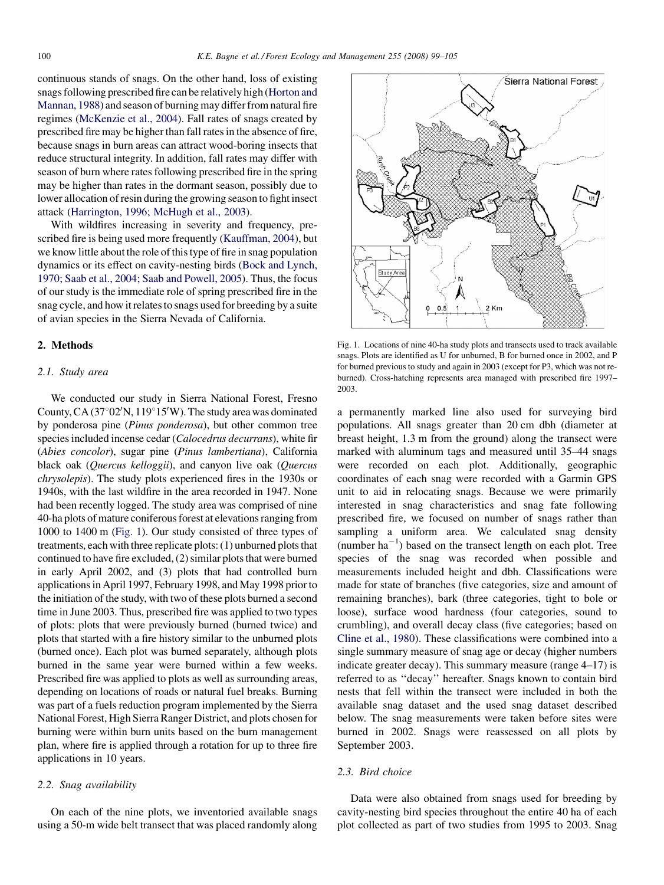continuous stands of snags. On the other hand, loss of existing snags following prescribed fire can be relatively high (Horton and Mannan, 1988) and season of burning may differ from natural fire regimes (McKenzie et al., 2004). Fall rates of snags created by prescribed fire may be higher than fall rates in the absence of fire, because snags in burn areas can attract wood-boring insects that reduce structural integrity. In addition, fall rates may differ with season of burn where rates following prescribed fire in the spring may be higher than rates in the dormant season, possibly due to lower allocation of resin during the growing season to fight insect attack (Harrington, 1996; McHugh et al., 2003).

With wildfires increasing in severity and frequency, prescribed fire is being used more frequently (Kauffman, 2004), but we know little about the role of this type of fire in snag population dynamics or its effect on cavity-nesting birds (Bock and Lynch, 1970; Saab et al., 2004; Saab and Powell, 2005). Thus, the focus of our study is the immediate role of spring prescribed fire in the snag cycle, and how it relates to snags used for breeding by a suite of avian species in the Sierra Nevada of California.

## 2. Methods

### 2.1. Study area

We conducted our study in Sierra National Forest, Fresno County, CA (37°02′N, 119°15′W). The study area was dominated by ponderosa pine (*Pinus ponderosa*), but other common tree species included incense cedar (*Calocedrus decurrans*), white fir (*Abies concolor*), sugar pine (*Pinus lambertiana*), California black oak (*Quercus kelloggii*), and canyon live oak (*Quercus chrysolepis*). The study plots experienced fires in the 1930s or 1940s, with the last wildfire in the area recorded in 1947. None had been recently logged. The study area was comprised of nine 40-ha plots of mature coniferous forest at elevations ranging from 1000 to 1400 m (Fig. 1). Our study consisted of three types of treatments, each with three replicate plots: (1) unburned plots that continued to have fire excluded, (2) similar plots that were burned in early April 2002, and (3) plots that had controlled burn applications in April 1997, February 1998, and May 1998 prior to the initiation of the study, with two of these plots burned a second time in June 2003. Thus, prescribed fire was applied to two types of plots: plots that were previously burned (burned twice) and plots that started with a fire history similar to the unburned plots (burned once). Each plot was burned separately, although plots burned in the same year were burned within a few weeks. Prescribed fire was applied to plots as well as surrounding areas, depending on locations of roads or natural fuel breaks. Burning was part of a fuels reduction program implemented by the Sierra National Forest, High Sierra Ranger District, and plots chosen for burning were within burn units based on the burn management plan, where fire is applied through a rotation for up to three fire applications in 10 years.

### 2.2. Snag availability

On each of the nine plots, we inventoried available snags using a 50-m wide belt transect that was placed randomly along a permanently marked line also used for surveying bird populations. All snags greater than 20 cm dbh (diameter at breast height, 1.3 m from the ground) along the transect were marked with aluminum tags and measured until 35–44 snags were recorded on each plot. Additionally, geographic coordinates of each snag were recorded with a Garmin GPS unit to aid in relocating snags. Because we were primarily interested in snag characteristics and snag fate following prescribed fire, we focused on number of snags rather than sampling a uniform area. We calculated snag density (number $ha^{-1}$) based on the transect length on each plot. Tree species of the snag was recorded when possible and measurements included height and dbh. Classifications were made for state of branches (five categories, size and amount of remaining branches), bark (three categories, tight to bole or loose), surface wood hardness (four categories, sound to crumbling), and overall decay class (five categories; based on Cline et al., 1980). These classifications were combined into a single summary measure of snag age or decay (higher numbers indicate greater decay). This summary measure (range 4–17) is referred to as "decay" hereafter. Snags known to contain bird nests that fell within the transect were included in both the available snag dataset and the used snag dataset described below. The snag measurements were taken before sites were burned in 2002. Snags were reassessed on all plots by September 2003.

Fig. 1. Locations of nine 40-ha study plots and transects used to track available snags. Plots are identified as U for unburned, B for burned once in 2002, and P for burned previous to study and again in 2003 (except for P3, which was not reburned). Cross-hatching represents area managed with prescribed fire 1997–2003.

### 2.3. Bird choice

Data were also obtained from snags used for breeding by cavity-nesting bird species throughout the entire 40 ha of each plot collected as part of two studies from 1995 to 2003. Snag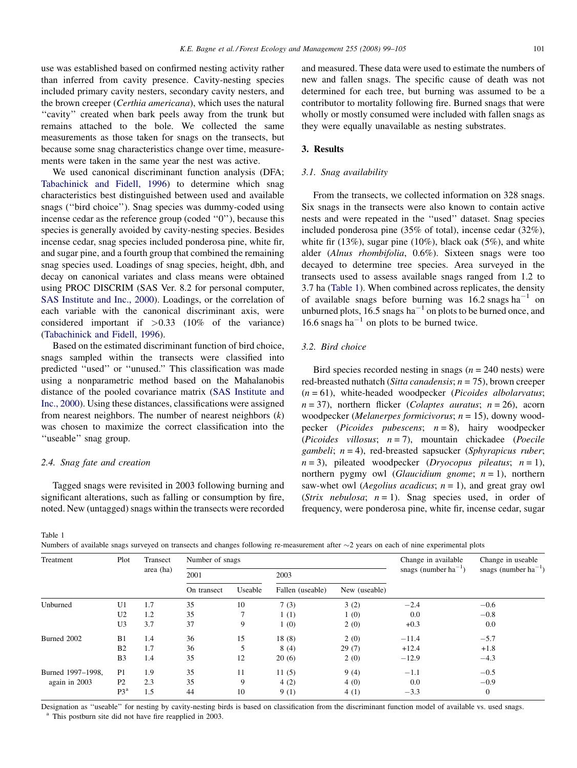use was established based on confirmed nesting activity rather than inferred from cavity presence. Cavity-nesting species included primary cavity nesters, secondary cavity nesters, and the brown creeper (*Certhia americana*), which uses the natural ''cavity'' created when bark peels away from the trunk but remains attached to the bole. We collected the same measurements as those taken for snags on the transects, but because some snag characteristics change over time, measurements were taken in the same year the nest was active.

We used canonical discriminant function analysis (DFA; Tabachinick and Fidell, 1996) to determine which snag characteristics best distinguished between used and available snags (''bird choice''). Snag species was dummy-coded using incense cedar as the reference group (coded ''0''), because this species is generally avoided by cavity-nesting species. Besides incense cedar, snag species included ponderosa pine, white fir, and sugar pine, and a fourth group that combined the remaining snag species used. Loadings of snag species, height, dbh, and decay on canonical variates and class means were obtained using PROC DISCRIM (SAS Ver. 8.2 for personal computer, SAS Institute and Inc., 2000). Loadings, or the correlation of each variable with the canonical discriminant axis, were considered important if >0.33 (10% of the variance) (Tabachinick and Fidell, 1996).

Based on the estimated discriminant function of bird choice, snags sampled within the transects were classified into predicted ''used'' or ''unused.'' This classification was made using a nonparametric method based on the Mahalanobis distance of the pooled covariance matrix (SAS Institute and Inc., 2000). Using these distances, classifications were assigned from nearest neighbors. The number of nearest neighbors ($k$) was chosen to maximize the correct classification into the ''useable'' snag group.

### 2.4. Snag fate and creation

Tagged snags were revisited in 2003 following burning and significant alterations, such as falling or consumption by fire, noted. New (untagged) snags within the transects were recorded and measured. These data were used to estimate the numbers of new and fallen snags. The specific cause of death was not determined for each tree, but burning was assumed to be a contributor to mortality following fire. Burned snags that were wholly or mostly consumed were included with fallen snags as they were equally unavailable as nesting substrates.

## 3. Results

### 3.1. Snag availability

From the transects, we collected information on 328 snags. Six snags in the transects were also known to contain active nests and were repeated in the ''used'' dataset. Snag species included ponderosa pine (35% of total), incense cedar (32%), white fir (13%), sugar pine (10%), black oak (5%), and white alder (*Alnus rhombifolia*, 0.6%). Sixteen snags were too decayed to determine tree species. Area surveyed in the transects used to assess available snags ranged from 1.2 to 3.7 ha (Table 1). When combined across replicates, the density of available snags before burning was 16.2 snags ha$^{-1}$ on unburned plots, 16.5 snags ha$^{-1}$ on plots to be burned once, and 16.6 snags ha$^{-1}$ on plots to be burned twice.

### 3.2. Bird choice

Bird species recorded nesting in snags ($n$ = 240 nests) were red-breasted nuthatch (*Sitta canadensis*; $n$ = 75), brown creeper ($n$ = 61), white-headed woodpecker (*Picoides albolarvatus*; $n$ = 37), northern flicker (*Colaptes auratus*; $n$ = 26), acorn woodpecker (*Melanerpes formicivorus*; $n$ = 15), downy woodpecker (*Picoides pubescens*; $n$ = 8), hairy woodpecker (*Picoides villosus*; $n$ = 7), mountain chickadee (*Poecile gambeli*; $n$ = 4), red-breasted sapsucker (*Sphyrapicus ruber*; $n$ = 3), pileated woodpecker (*Dryocopus pileatus*; $n$ = 1), northern pygmy owl (*Glaucidium gnome*; $n$ = 1), northern saw-whet owl (*Aegolius acadicus*; $n$ = 1), and great gray owl (*Strix nebulosa*; $n$ = 1). Snag species used, in order of frequency, were ponderosa pine, white fir, incense cedar, sugar

Table 1
Numbers of available snags surveyed on transects and changes following re-measurement after ~2 years on each of nine experimental plots

| Treatment | Plot | Transect area (ha) | Number of snags | | | | Change in available snags (number ha$^{-1}$) | Change in useable snags (number ha$^{-1}$) |
|---|---|---|---|---|---|---|---|---|
| | | | 2001 | | 2003 | | | |
| | | | On transect | Useable | Fallen (useable) | New (useable) | | |
| Unburned | U1 | 1.7 | 35 | 10 | 7 (3) | 3 (2) | −2.4 | −0.6 |
| | U2 | 1.2 | 35 | 7 | 1 (1) | 1 (0) | 0.0 | −0.8 |
| | U3 | 3.7 | 37 | 9 | 1 (0) | 2 (0) | +0.3 | 0.0 |
| Burned 2002 | B1 | 1.4 | 36 | 15 | 18 (8) | 2 (0) | −11.4 | −5.7 |
| | B2 | 1.7 | 36 | 5 | 8 (4) | 29 (7) | +12.4 | +1.8 |
| | B3 | 1.4 | 35 | 12 | 20 (6) | 2 (0) | −12.9 | −4.3 |
| Burned 1997–1998, again in 2003 | P1 | 1.9 | 35 | 11 | 11 (5) | 9 (4) | −1.1 | −0.5 |
| | P2 | 2.3 | 35 | 9 | 4 (2) | 4 (0) | 0.0 | −0.9 |
| | P3[a] | 1.5 | 44 | 10 | 9 (1) | 4 (1) | −3.3 | 0 |

Designation as ''useable'' for nesting by cavity-nesting birds is based on classification from the discriminant function model of available vs. used snags.
[a] This postburn site did not have fire reapplied in 2003.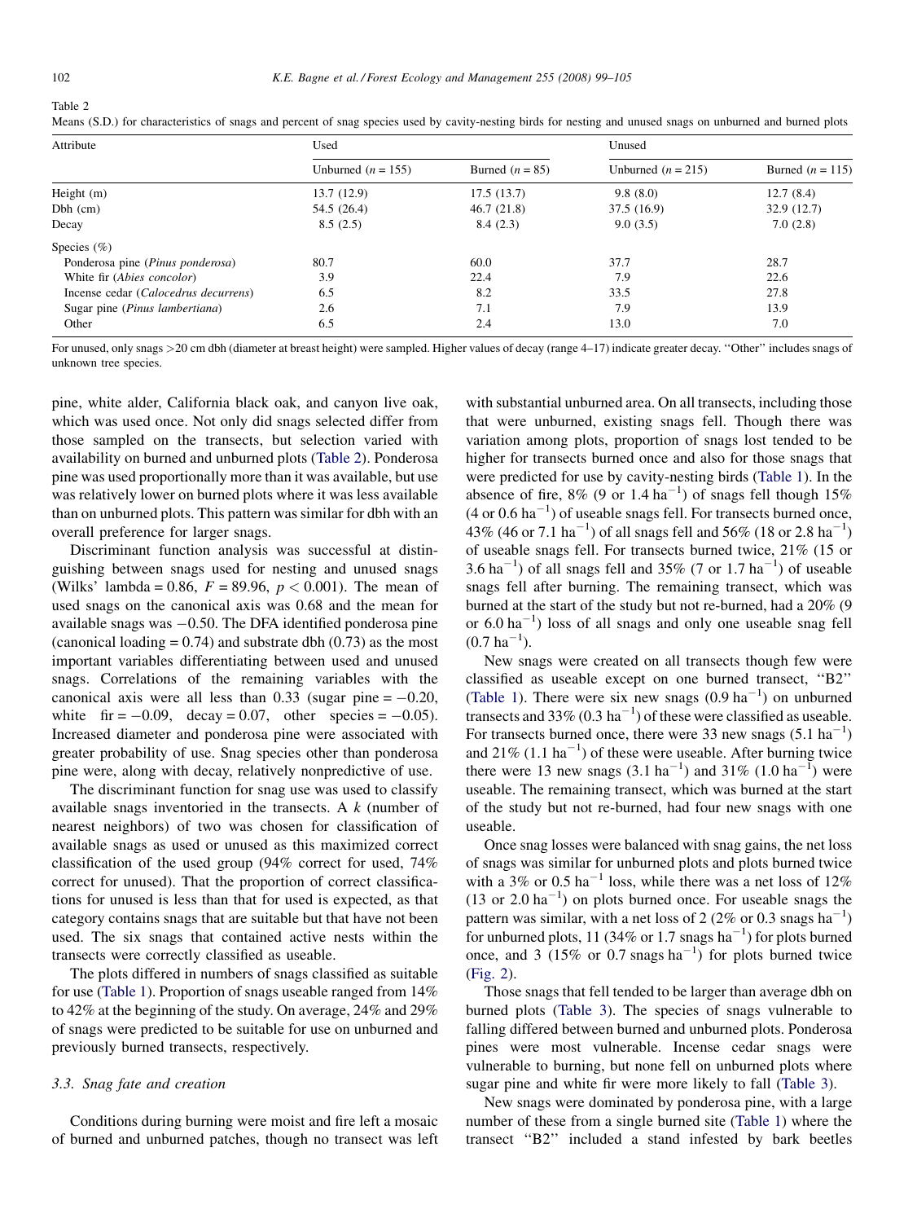Table 2

Means (S.D.) for characteristics of snags and percent of snag species used by cavity-nesting birds for nesting and unused snags on unburned and burned plots

| Attribute | Used | | Unused | |
|---|---|---|---|---|
| | Unburned ($n = 155$) | Burned ($n = 85$) | Unburned ($n = 215$) | Burned ($n = 115$) |
| Height (m) | 13.7 (12.9) | 17.5 (13.7) | 9.8 (8.0) | 12.7 (8.4) |
| Dbh (cm) | 54.5 (26.4) | 46.7 (21.8) | 37.5 (16.9) | 32.9 (12.7) |
| Decay | 8.5 (2.5) | 8.4 (2.3) | 9.0 (3.5) | 7.0 (2.8) |
| Species (%) | | | | |
| Ponderosa pine (*Pinus ponderosa*) | 80.7 | 60.0 | 37.7 | 28.7 |
| White fir (*Abies concolor*) | 3.9 | 22.4 | 7.9 | 22.6 |
| Incense cedar (*Calocedrus decurrens*) | 6.5 | 8.2 | 33.5 | 27.8 |
| Sugar pine (*Pinus lambertiana*) | 2.6 | 7.1 | 7.9 | 13.9 |
| Other | 6.5 | 2.4 | 13.0 | 7.0 |

For unused, only snags >20 cm dbh (diameter at breast height) were sampled. Higher values of decay (range 4–17) indicate greater decay. ''Other'' includes snags of unknown tree species.

pine, white alder, California black oak, and canyon live oak, which was used once. Not only did snags selected differ from those sampled on the transects, but selection varied with availability on burned and unburned plots (Table 2). Ponderosa pine was used proportionally more than it was available, but use was relatively lower on burned plots where it was less available than on unburned plots. This pattern was similar for dbh with an overall preference for larger snags.

Discriminant function analysis was successful at distinguishing between snags used for nesting and unused snags (Wilks' lambda = 0.86, $F = 89.96$, $p < 0.001$). The mean of used snags on the canonical axis was 0.68 and the mean for available snags was −0.50. The DFA identified ponderosa pine (canonical loading = 0.74) and substrate dbh (0.73) as the most important variables differentiating between used and unused snags. Correlations of the remaining variables with the canonical axis were all less than 0.33 (sugar pine = −0.20, white fir = −0.09, decay = 0.07, other species = −0.05). Increased diameter and ponderosa pine were associated with greater probability of use. Snag species other than ponderosa pine were, along with decay, relatively nonpredictive of use.

The discriminant function for snag use was used to classify available snags inventoried in the transects. A $k$ (number of nearest neighbors) of two was chosen for classification of available snags as used or unused as this maximized correct classification of the used group (94% correct for used, 74% correct for unused). That the proportion of correct classifications for unused is less than that for used is expected, as that category contains snags that are suitable but that have not been used. The six snags that contained active nests within the transects were correctly classified as useable.

The plots differed in numbers of snags classified as suitable for use (Table 1). Proportion of snags useable ranged from 14% to 42% at the beginning of the study. On average, 24% and 29% of snags were predicted to be suitable for use on unburned and previously burned transects, respectively.

### 3.3. Snag fate and creation

Conditions during burning were moist and fire left a mosaic of burned and unburned patches, though no transect was left with substantial unburned area. On all transects, including those that were unburned, existing snags fell. Though there was variation among plots, proportion of snags lost tended to be higher for transects burned once and also for those snags that were predicted for use by cavity-nesting birds (Table 1). In the absence of fire, 8% (9 or 1.4 $ha^{-1}$) of snags fell though 15% (4 or 0.6 $ha^{-1}$) of useable snags fell. For transects burned once, 43% (46 or 7.1 $ha^{-1}$) of all snags fell and 56% (18 or 2.8 $ha^{-1}$) of useable snags fell. For transects burned twice, 21% (15 or 3.6 $ha^{-1}$) of all snags fell and 35% (7 or 1.7 $ha^{-1}$) of useable snags fell after burning. The remaining transect, which was burned at the start of the study but not re-burned, had a 20% (9 or 6.0 $ha^{-1}$) loss of all snags and only one useable snag fell (0.7 $ha^{-1}$).

New snags were created on all transects though few were classified as useable except on one burned transect, ''B2'' (Table 1). There were six new snags (0.9 $ha^{-1}$) on unburned transects and 33% (0.3 $ha^{-1}$) of these were classified as useable. For transects burned once, there were 33 new snags (5.1 $ha^{-1}$) and 21% (1.1 $ha^{-1}$) of these were useable. After burning twice there were 13 new snags (3.1 $ha^{-1}$) and 31% (1.0 $ha^{-1}$) were useable. The remaining transect, which was burned at the start of the study but not re-burned, had four new snags with one useable.

Once snag losses were balanced with snag gains, the net loss of snags was similar for unburned plots and plots burned twice with a 3% or 0.5 $ha^{-1}$ loss, while there was a net loss of 12% (13 or 2.0 $ha^{-1}$) on plots burned once. For useable snags the pattern was similar, with a net loss of 2 (2% or 0.3 snags $ha^{-1}$) for unburned plots, 11 (34% or 1.7 snags $ha^{-1}$) for plots burned once, and 3 (15% or 0.7 snags $ha^{-1}$) for plots burned twice (Fig. 2).

Those snags that fell tended to be larger than average dbh on burned plots (Table 3). The species of snags vulnerable to falling differed between burned and unburned plots. Ponderosa pines were most vulnerable. Incense cedar snags were vulnerable to burning, but none fell on unburned plots where sugar pine and white fir were more likely to fall (Table 3).

New snags were dominated by ponderosa pine, with a large number of these from a single burned site (Table 1) where the transect ''B2'' included a stand infested by bark beetles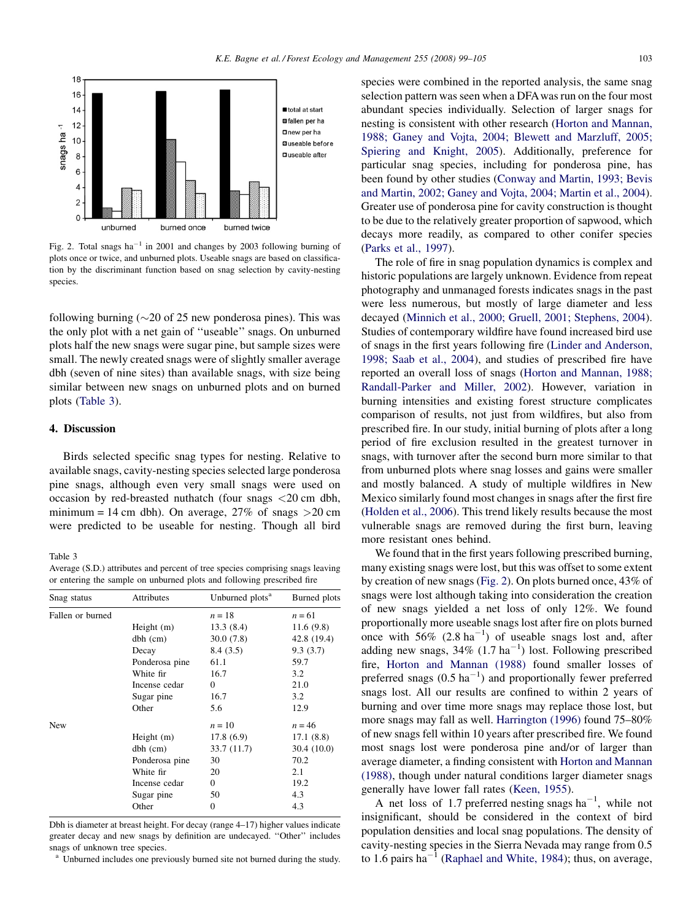Fig. 2. Total snags $ha^{-1}$ in 2001 and changes by 2003 following burning of plots once or twice, and unburned plots. Useable snags are based on classification by the discriminant function based on snag selection by cavity-nesting species.

following burning (~20 of 25 new ponderosa pines). This was the only plot with a net gain of ''useable'' snags. On unburned plots half the new snags were sugar pine, but sample sizes were small. The newly created snags were of slightly smaller average dbh (seven of nine sites) than available snags, with size being similar between new snags on unburned plots and on burned plots (Table 3).

## 4. Discussion

Birds selected specific snag types for nesting. Relative to available snags, cavity-nesting species selected large ponderosa pine snags, although even very small snags were used on occasion by red-breasted nuthatch (four snags <20 cm dbh, minimum = 14 cm dbh). On average, 27% of snags >20 cm were predicted to be useable for nesting. Though all bird species were combined in the reported analysis, the same snag selection pattern was seen when a DFA was run on the four most abundant species individually. Selection of larger snags for nesting is consistent with other research (Horton and Mannan, 1988; Ganey and Vojta, 2004; Blewett and Marzluff, 2005; Spiering and Knight, 2005). Additionally, preference for particular snag species, including for ponderosa pine, has been found by other studies (Conway and Martin, 1993; Bevis and Martin, 2002; Ganey and Vojta, 2004; Martin et al., 2004). Greater use of ponderosa pine for cavity construction is thought to be due to the relatively greater proportion of sapwood, which decays more readily, as compared to other conifer species (Parks et al., 1997).

The role of fire in snag population dynamics is complex and historic populations are largely unknown. Evidence from repeat photography and unmanaged forests indicates snags in the past were less numerous, but mostly of large diameter and less decayed (Minnich et al., 2000; Gruell, 2001; Stephens, 2004). Studies of contemporary wildfire have found increased bird use of snags in the first years following fire (Linder and Anderson, 1998; Saab et al., 2004), and studies of prescribed fire have reported an overall loss of snags (Horton and Mannan, 1988; Randall-Parker and Miller, 2002). However, variation in burning intensities and existing forest structure complicates comparison of results, not just from wildfires, but also from prescribed fire. In our study, initial burning of plots after a long period of fire exclusion resulted in the greatest turnover in snags, with turnover after the second burn more similar to that from unburned plots where snag losses and gains were smaller and mostly balanced. A study of multiple wildfires in New Mexico similarly found most changes in snags after the first fire (Holden et al., 2006). This trend likely results because the most vulnerable snags are removed during the first burn, leaving more resistant ones behind.

We found that in the first years following prescribed burning, many existing snags were lost, but this was offset to some extent by creation of new snags (Fig. 2). On plots burned once, 43% of snags were lost although taking into consideration the creation of new snags yielded a net loss of only 12%. We found proportionally more useable snags lost after fire on plots burned once with 56% (2.8 $ha^{-1}$) of useable snags lost and, after adding new snags, 34% (1.7 $ha^{-1}$) lost. Following prescribed fire, Horton and Mannan (1988) found smaller losses of preferred snags (0.5 $ha^{-1}$) and proportionally fewer preferred snags lost. All our results are confined to within 2 years of burning and over time more snags may replace those lost, but more snags may fall as well. Harrington (1996) found 75–80% of new snags fell within 10 years after prescribed fire. We found most snags lost were ponderosa pine and/or of larger than average diameter, a finding consistent with Horton and Mannan (1988), though under natural conditions larger diameter snags generally have lower fall rates (Keen, 1955).

A net loss of 1.7 preferred nesting snags $ha^{-1}$, while not insignificant, should be considered in the context of bird population densities and local snag populations. The density of cavity-nesting species in the Sierra Nevada may range from 0.5 to 1.6 pairs $ha^{-1}$ (Raphael and White, 1984); thus, on average,

Table 3
Average (S.D.) attributes and percent of tree species comprising snags leaving or entering the sample on unburned plots and following prescribed fire

| Snag status | Attributes | Unburned plots[a] | Burned plots |
|---|---|---|---|
| Fallen or burned | | $n = 18$ | $n = 61$ |
| | Height (m) | 13.3 (8.4) | 11.6 (9.8) |
| | dbh (cm) | 30.0 (7.8) | 42.8 (19.4) |
| | Decay | 8.4 (3.5) | 9.3 (3.7) |
| | Ponderosa pine | 61.1 | 59.7 |
| | White fir | 16.7 | 3.2 |
| | Incense cedar | 0 | 21.0 |
| | Sugar pine | 16.7 | 3.2 |
| | Other | 5.6 | 12.9 |
| New | | $n = 10$ | $n = 46$ |
| | Height (m) | 17.8 (6.9) | 17.1 (8.8) |
| | dbh (cm) | 33.7 (11.7) | 30.4 (10.0) |
| | Ponderosa pine | 30 | 70.2 |
| | White fir | 20 | 2.1 |
| | Incense cedar | 0 | 19.2 |
| | Sugar pine | 50 | 4.3 |
| | Other | 0 | 4.3 |

Dbh is diameter at breast height. For decay (range 4–17) higher values indicate greater decay and new snags by definition are undecayed. ''Other'' includes snags of unknown tree species.

[a] Unburned includes one previously burned site not burned during the study.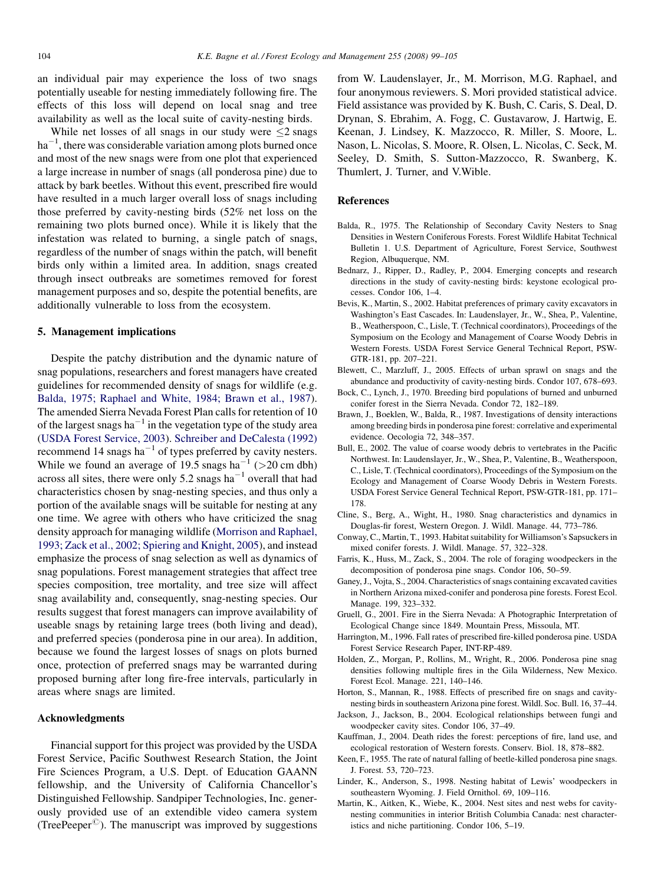an individual pair may experience the loss of two snags potentially useable for nesting immediately following fire. The effects of this loss will depend on local snag and tree availability as well as the local suite of cavity-nesting birds.

While net losses of all snags in our study were $\leq$2 snags $\text{ha}^{-1}$, there was considerable variation among plots burned once and most of the new snags were from one plot that experienced a large increase in number of snags (all ponderosa pine) due to attack by bark beetles. Without this event, prescribed fire would have resulted in a much larger overall loss of snags including those preferred by cavity-nesting birds (52% net loss on the remaining two plots burned once). While it is likely that the infestation was related to burning, a single patch of snags, regardless of the number of snags within the patch, will benefit birds only within a limited area. In addition, snags created through insect outbreaks are sometimes removed for forest management purposes and so, despite the potential benefits, are additionally vulnerable to loss from the ecosystem.

## 5. Management implications

Despite the patchy distribution and the dynamic nature of snag populations, researchers and forest managers have created guidelines for recommended density of snags for wildlife (e.g. Balda, 1975; Raphael and White, 1984; Brawn et al., 1987). The amended Sierra Nevada Forest Plan calls for retention of 10 of the largest snags $\text{ha}^{-1}$ in the vegetation type of the study area (USDA Forest Service, 2003). Schreiber and DeCalesta (1992) recommend 14 snags $\text{ha}^{-1}$ of types preferred by cavity nesters. While we found an average of 19.5 snags $\text{ha}^{-1}$ (>20 cm dbh) across all sites, there were only 5.2 snags $\text{ha}^{-1}$ overall that had characteristics chosen by snag-nesting species, and thus only a portion of the available snags will be suitable for nesting at any one time. We agree with others who have criticized the snag density approach for managing wildlife (Morrison and Raphael, 1993; Zack et al., 2002; Spiering and Knight, 2005), and instead emphasize the process of snag selection as well as dynamics of snag populations. Forest management strategies that affect tree species composition, tree mortality, and tree size will affect snag availability and, consequently, snag-nesting species. Our results suggest that forest managers can improve availability of useable snags by retaining large trees (both living and dead), and preferred species (ponderosa pine in our area). In addition, because we found the largest losses of snags on plots burned once, protection of preferred snags may be warranted during proposed burning after long fire-free intervals, particularly in areas where snags are limited.

## Acknowledgments

Financial support for this project was provided by the USDA Forest Service, Pacific Southwest Research Station, the Joint Fire Sciences Program, a U.S. Dept. of Education GAANN fellowship, and the University of California Chancellor's Distinguished Fellowship. Sandpiper Technologies, Inc. generously provided use of an extendible video camera system (TreePeeper©). The manuscript was improved by suggestions from W. Laudenslayer, Jr., M. Morrison, M.G. Raphael, and four anonymous reviewers. S. Mori provided statistical advice. Field assistance was provided by K. Bush, C. Caris, S. Deal, D. Drynan, S. Ebrahim, A. Fogg, C. Gustavarow, J. Hartwig, E. Keenan, J. Lindsey, K. Mazzocco, R. Miller, S. Moore, L. Nason, L. Nicolas, S. Moore, R. Olsen, L. Nicolas, C. Seck, M. Seeley, D. Smith, S. Sutton-Mazzocco, R. Swanberg, K. Thumlert, J. Turner, and V.Wible.

## References

Balda, R., 1975. The Relationship of Secondary Cavity Nesters to Snag Densities in Western Coniferous Forests. Forest Wildlife Habitat Technical Bulletin 1. U.S. Department of Agriculture, Forest Service, Southwest Region, Albuquerque, NM.

Bednarz, J., Ripper, D., Radley, P., 2004. Emerging concepts and research directions in the study of cavity-nesting birds: keystone ecological processes. Condor 106, 1–4.

Bevis, K., Martin, S., 2002. Habitat preferences of primary cavity excavators in Washington's East Cascades. In: Laudenslayer, Jr., W., Shea, P., Valentine, B., Weatherspoon, C., Lisle, T. (Technical coordinators), Proceedings of the Symposium on the Ecology and Management of Coarse Woody Debris in Western Forests. USDA Forest Service General Technical Report, PSW-GTR-181, pp. 207–221.

Blewett, C., Marzluff, J., 2005. Effects of urban sprawl on snags and the abundance and productivity of cavity-nesting birds. Condor 107, 678–693.

Bock, C., Lynch, J., 1970. Breeding bird populations of burned and unburned conifer forest in the Sierra Nevada. Condor 72, 182–189.

Brawn, J., Boeklen, W., Balda, R., 1987. Investigations of density interactions among breeding birds in ponderosa pine forest: correlative and experimental evidence. Oecologia 72, 348–357.

Bull, E., 2002. The value of coarse woody debris to vertebrates in the Pacific Northwest. In: Laudenslayer, Jr., W., Shea, P., Valentine, B., Weatherspoon, C., Lisle, T. (Technical coordinators), Proceedings of the Symposium on the Ecology and Management of Coarse Woody Debris in Western Forests. USDA Forest Service General Technical Report, PSW-GTR-181, pp. 171–178.

Cline, S., Berg, A., Wight, H., 1980. Snag characteristics and dynamics in Douglas-fir forest, Western Oregon. J. Wildl. Manage. 44, 773–786.

Conway, C., Martin, T., 1993. Habitat suitability for Williamson's Sapsuckers in mixed conifer forests. J. Wildl. Manage. 57, 322–328.

Farris, K., Huss, M., Zack, S., 2004. The role of foraging woodpeckers in the decomposition of ponderosa pine snags. Condor 106, 50–59.

Ganey, J., Vojta, S., 2004. Characteristics of snags containing excavated cavities in Northern Arizona mixed-conifer and ponderosa pine forests. Forest Ecol. Manage. 199, 323–332.

Gruell, G., 2001. Fire in the Sierra Nevada: A Photographic Interpretation of Ecological Change since 1849. Mountain Press, Missoula, MT.

Harrington, M., 1996. Fall rates of prescribed fire-killed ponderosa pine. USDA Forest Service Research Paper, INT-RP-489.

Holden, Z., Morgan, P., Rollins, M., Wright, R., 2006. Ponderosa pine snag densities following multiple fires in the Gila Wilderness, New Mexico. Forest Ecol. Manage. 221, 140–146.

Horton, S., Mannan, R., 1988. Effects of prescribed fire on snags and cavity-nesting birds in southeastern Arizona pine forest. Wildl. Soc. Bull. 16, 37–44.

Jackson, J., Jackson, B., 2004. Ecological relationships between fungi and woodpecker cavity sites. Condor 106, 37–49.

Kauffman, J., 2004. Death rides the forest: perceptions of fire, land use, and ecological restoration of Western forests. Conserv. Biol. 18, 878–882.

Keen, F., 1955. The rate of natural falling of beetle-killed ponderosa pine snags. J. Forest. 53, 720–723.

Linder, K., Anderson, S., 1998. Nesting habitat of Lewis' woodpeckers in southeastern Wyoming. J. Field Ornithol. 69, 109–116.

Martin, K., Aitken, K., Wiebe, K., 2004. Nest sites and nest webs for cavity-nesting communities in interior British Columbia Canada: nest characteristics and niche partitioning. Condor 106, 5–19.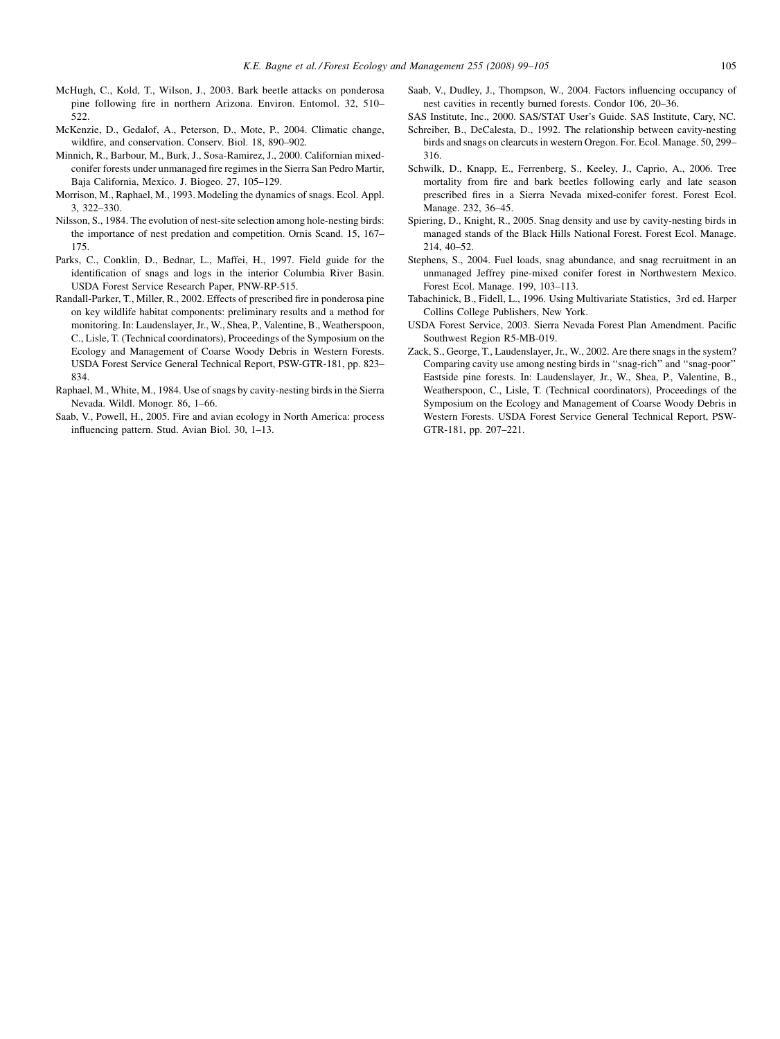McHugh, C., Kold, T., Wilson, J., 2003. Bark beetle attacks on ponderosa pine following fire in northern Arizona. Environ. Entomol. 32, 510–522.

McKenzie, D., Gedalof, A., Peterson, D., Mote, P., 2004. Climatic change, wildfire, and conservation. Conserv. Biol. 18, 890–902.

Minnich, R., Barbour, M., Burk, J., Sosa-Ramirez, J., 2000. Californian mixed-conifer forests under unmanaged fire regimes in the Sierra San Pedro Martir, Baja California, Mexico. J. Biogeo. 27, 105–129.

Morrison, M., Raphael, M., 1993. Modeling the dynamics of snags. Ecol. Appl. 3, 322–330.

Nilsson, S., 1984. The evolution of nest-site selection among hole-nesting birds: the importance of nest predation and competition. Ornis Scand. 15, 167–175.

Parks, C., Conklin, D., Bednar, L., Maffei, H., 1997. Field guide for the identification of snags and logs in the interior Columbia River Basin. USDA Forest Service Research Paper, PNW-RP-515.

Randall-Parker, T., Miller, R., 2002. Effects of prescribed fire in ponderosa pine on key wildlife habitat components: preliminary results and a method for monitoring. In: Laudenslayer, Jr., W., Shea, P., Valentine, B., Weatherspoon, C., Lisle, T. (Technical coordinators), Proceedings of the Symposium on the Ecology and Management of Coarse Woody Debris in Western Forests. USDA Forest Service General Technical Report, PSW-GTR-181, pp. 823–834.

Raphael, M., White, M., 1984. Use of snags by cavity-nesting birds in the Sierra Nevada. Wildl. Monogr. 86, 1–66.

Saab, V., Powell, H., 2005. Fire and avian ecology in North America: process influencing pattern. Stud. Avian Biol. 30, 1–13.

Saab, V., Dudley, J., Thompson, W., 2004. Factors influencing occupancy of nest cavities in recently burned forests. Condor 106, 20–36.

SAS Institute, Inc., 2000. SAS/STAT User's Guide. SAS Institute, Cary, NC.

Schreiber, B., DeCalesta, D., 1992. The relationship between cavity-nesting birds and snags on clearcuts in western Oregon. For. Ecol. Manage. 50, 299–316.

Schwilk, D., Knapp, E., Ferrenberg, S., Keeley, J., Caprio, A., 2006. Tree mortality from fire and bark beetles following early and late season prescribed fires in a Sierra Nevada mixed-conifer forest. Forest Ecol. Manage. 232, 36–45.

Spiering, D., Knight, R., 2005. Snag density and use by cavity-nesting birds in managed stands of the Black Hills National Forest. Forest Ecol. Manage. 214, 40–52.

Stephens, S., 2004. Fuel loads, snag abundance, and snag recruitment in an unmanaged Jeffrey pine-mixed conifer forest in Northwestern Mexico. Forest Ecol. Manage. 199, 103–113.

Tabachinick, B., Fidell, L., 1996. Using Multivariate Statistics, 3rd ed. Harper Collins College Publishers, New York.

USDA Forest Service, 2003. Sierra Nevada Forest Plan Amendment. Pacific Southwest Region R5-MB-019.

Zack, S., George, T., Laudenslayer, Jr., W., 2002. Are there snags in the system? Comparing cavity use among nesting birds in "snag-rich" and "snag-poor" Eastside pine forests. In: Laudenslayer, Jr., W., Shea, P., Valentine, B., Weatherspoon, C., Lisle, T. (Technical coordinators), Proceedings of the Symposium on the Ecology and Management of Coarse Woody Debris in Western Forests. USDA Forest Service General Technical Report, PSW-GTR-181, pp. 207–221.